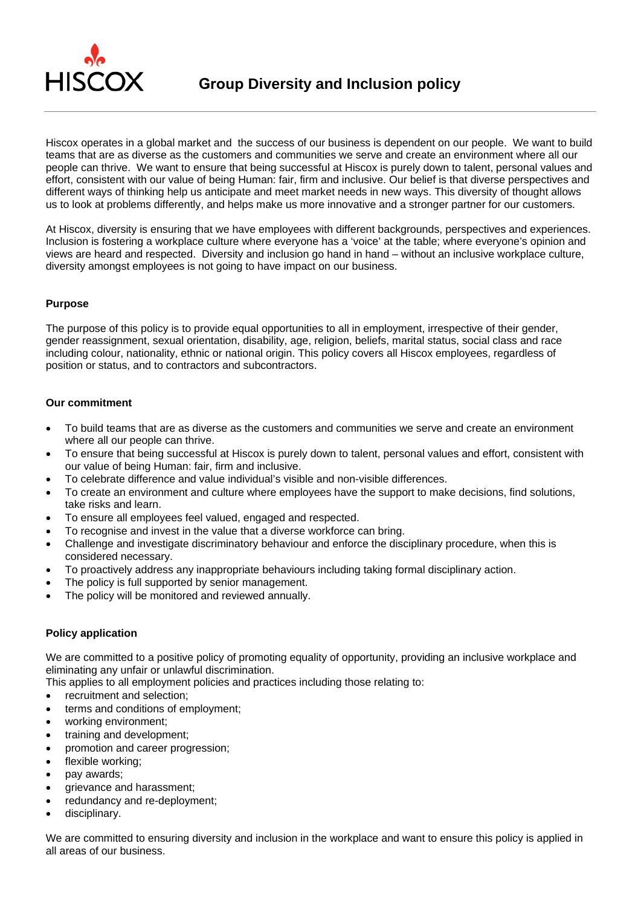# Group Diversity and Inclusion policy

Hiscox operates in a global market and the success of our business is dependent on our people. We want to build teams that are as diverse as the customers and communities we serve and create an environment where all our people can thrive. We want to ensure that being successful at Hiscox is purely down to talent, personal values and effort, consistent with our value of being Human: fair, firm and inclusive. Our belief is that diverse perspectives and different ways of thinking help us anticipate and meet market needs in new ways. This diversity of thought allows us to look at problems differently, and helps make us more innovative and a stronger partner for our customers.

At Hiscox, diversity is ensuring that we have employees with different backgrounds, perspectives and experiences. Inclusion is fostering a workplace culture where everyone has a 'voice' at the table; where everyone's opinion and views are heard and respected. Diversity and inclusion go hand in hand – without an inclusive workplace culture, diversity amongst employees is not going to have impact on our business.

**Purpose**

The purpose of this policy is to provide equal opportunities to all in employment, irrespective of their gender, gender reassignment, sexual orientation, disability, age, religion, beliefs, marital status, social class and race including colour, nationality, ethnic or national origin. This policy covers all Hiscox employees, regardless of position or status, and to contractors and subcontractors.

**Our commitment**

- To build teams that are as diverse as the customers and communities we serve and create an environment where all our people can thrive.
- To ensure that being successful at Hiscox is purely down to talent, personal values and effort, consistent with our value of being Human: fair, firm and inclusive.
- To celebrate difference and value individual's visible and non-visible differences.
- To create an environment and culture where employees have the support to make decisions, find solutions, take risks and learn.
- To ensure all employees feel valued, engaged and respected.
- To recognise and invest in the value that a diverse workforce can bring.
- Challenge and investigate discriminatory behaviour and enforce the disciplinary procedure, when this is considered necessary.
- To proactively address any inappropriate behaviours including taking formal disciplinary action.
- The policy is full supported by senior management.
- The policy will be monitored and reviewed annually.

**Policy application**

We are committed to a positive policy of promoting equality of opportunity, providing an inclusive workplace and eliminating any unfair or unlawful discrimination.
This applies to all employment policies and practices including those relating to:

- recruitment and selection;
- terms and conditions of employment;
- working environment;
- training and development;
- promotion and career progression;
- flexible working;
- pay awards;
- grievance and harassment;
- redundancy and re-deployment;
- disciplinary.

We are committed to ensuring diversity and inclusion in the workplace and want to ensure this policy is applied in all areas of our business.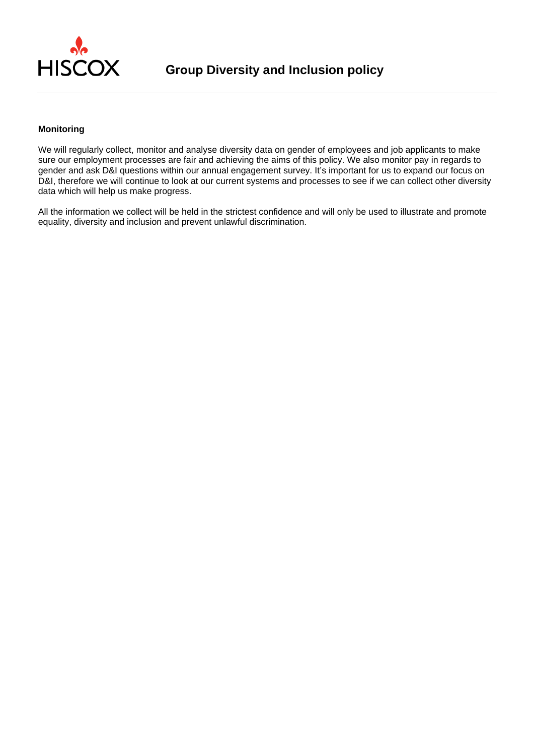**Monitoring**

We will regularly collect, monitor and analyse diversity data on gender of employees and job applicants to make sure our employment processes are fair and achieving the aims of this policy. We also monitor pay in regards to gender and ask D&I questions within our annual engagement survey. It's important for us to expand our focus on D&I, therefore we will continue to look at our current systems and processes to see if we can collect other diversity data which will help us make progress.

All the information we collect will be held in the strictest confidence and will only be used to illustrate and promote equality, diversity and inclusion and prevent unlawful discrimination.